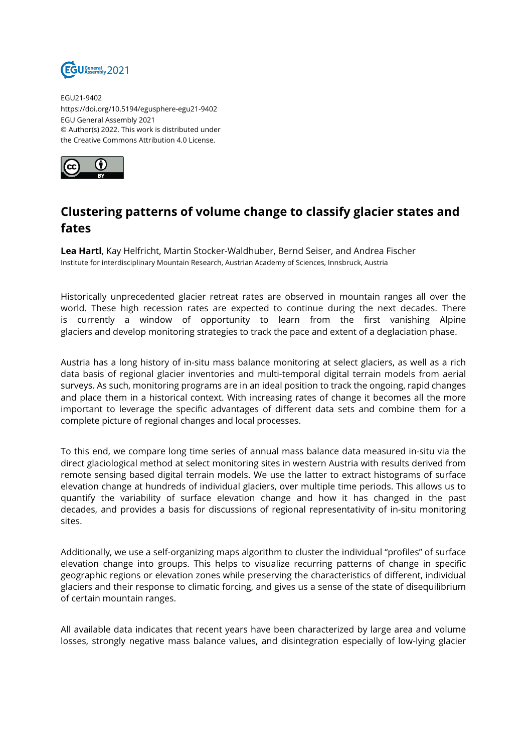EGU21-9402
https://doi.org/10.5194/egusphere-egu21-9402
EGU General Assembly 2021
© Author(s) 2022. This work is distributed under
the Creative Commons Attribution 4.0 License.

# Clustering patterns of volume change to classify glacier states and fates

**Lea Hartl**, Kay Helfricht, Martin Stocker-Waldhuber, Bernd Seiser, and Andrea Fischer
Institute for interdisciplinary Mountain Research, Austrian Academy of Sciences, Innsbruck, Austria

Historically unprecedented glacier retreat rates are observed in mountain ranges all over the world. These high recession rates are expected to continue during the next decades. There is currently a window of opportunity to learn from the first vanishing Alpine glaciers and develop monitoring strategies to track the pace and extent of a deglaciation phase.

Austria has a long history of in-situ mass balance monitoring at select glaciers, as well as a rich data basis of regional glacier inventories and multi-temporal digital terrain models from aerial surveys. As such, monitoring programs are in an ideal position to track the ongoing, rapid changes and place them in a historical context. With increasing rates of change it becomes all the more important to leverage the specific advantages of different data sets and combine them for a complete picture of regional changes and local processes.

To this end, we compare long time series of annual mass balance data measured in-situ via the direct glaciological method at select monitoring sites in western Austria with results derived from remote sensing based digital terrain models. We use the latter to extract histograms of surface elevation change at hundreds of individual glaciers, over multiple time periods. This allows us to quantify the variability of surface elevation change and how it has changed in the past decades, and provides a basis for discussions of regional representativity of in-situ monitoring sites.

Additionally, we use a self-organizing maps algorithm to cluster the individual "profiles" of surface elevation change into groups. This helps to visualize recurring patterns of change in specific geographic regions or elevation zones while preserving the characteristics of different, individual glaciers and their response to climatic forcing, and gives us a sense of the state of disequilibrium of certain mountain ranges.

All available data indicates that recent years have been characterized by large area and volume losses, strongly negative mass balance values, and disintegration especially of low-lying glacier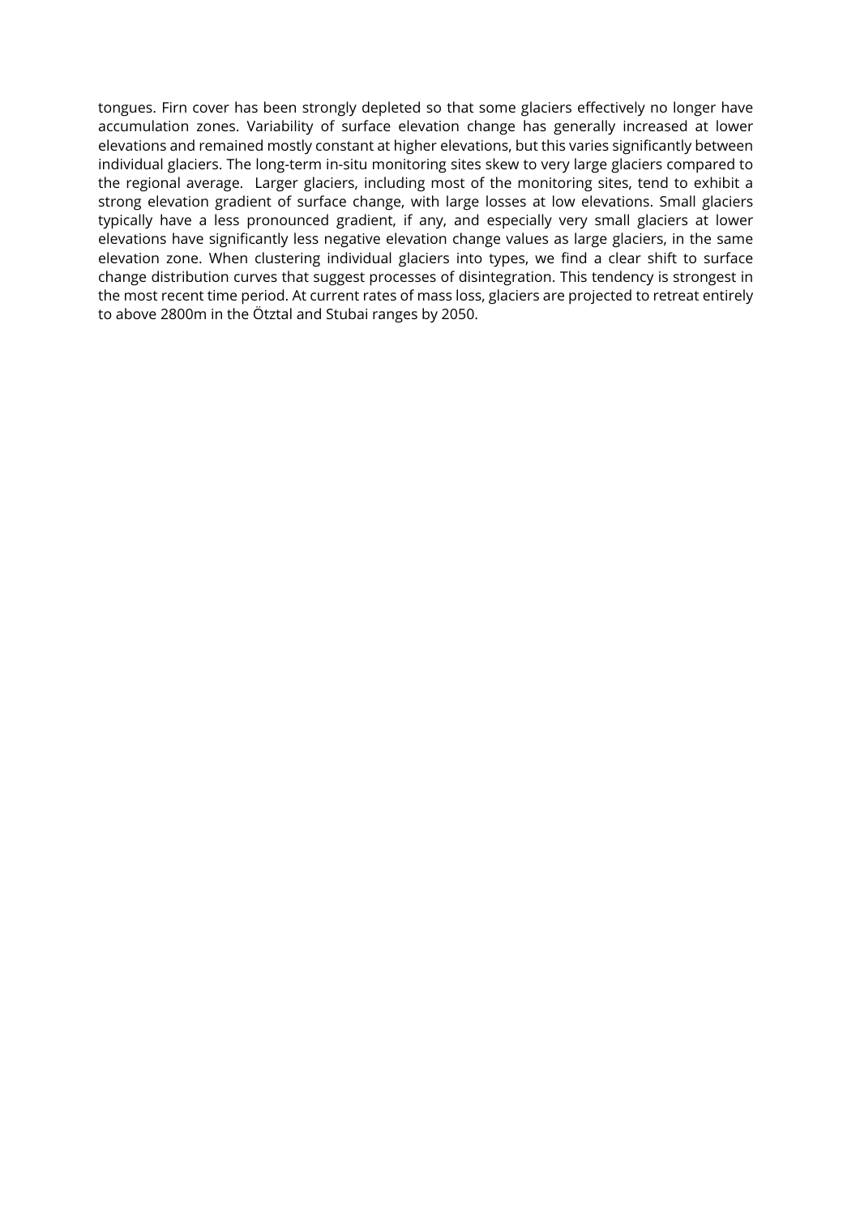tongues. Firn cover has been strongly depleted so that some glaciers effectively no longer have accumulation zones. Variability of surface elevation change has generally increased at lower elevations and remained mostly constant at higher elevations, but this varies significantly between individual glaciers. The long-term in-situ monitoring sites skew to very large glaciers compared to the regional average. Larger glaciers, including most of the monitoring sites, tend to exhibit a strong elevation gradient of surface change, with large losses at low elevations. Small glaciers typically have a less pronounced gradient, if any, and especially very small glaciers at lower elevations have significantly less negative elevation change values as large glaciers, in the same elevation zone. When clustering individual glaciers into types, we find a clear shift to surface change distribution curves that suggest processes of disintegration. This tendency is strongest in the most recent time period. At current rates of mass loss, glaciers are projected to retreat entirely to above 2800m in the Ötztal and Stubai ranges by 2050.